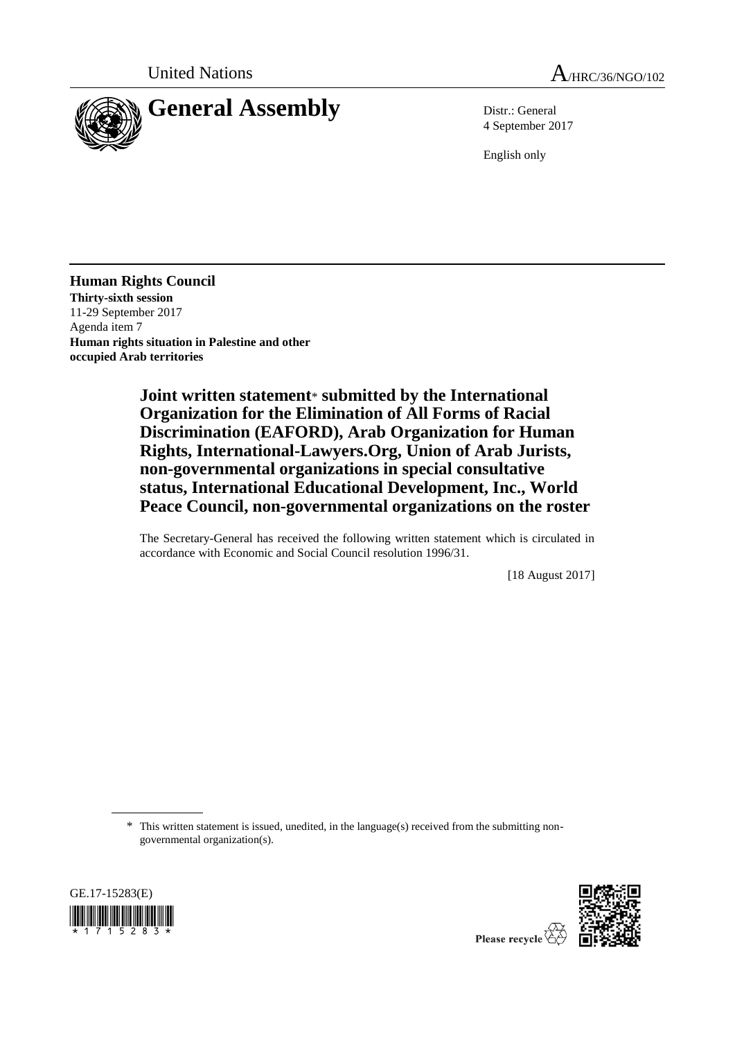United Nations A/HRC/36/NGO/102

# General Assembly

Distr.: General
4 September 2017

English only

**Human Rights Council**
**Thirty-sixth session**
11-29 September 2017
Agenda item 7
**Human rights situation in Palestine and other occupied Arab territories**

## Joint written statement* submitted by the International Organization for the Elimination of All Forms of Racial Discrimination (EAFORD), Arab Organization for Human Rights, International-Lawyers.Org, Union of Arab Jurists, non-governmental organizations in special consultative status, International Educational Development, Inc., World Peace Council, non-governmental organizations on the roster

The Secretary-General has received the following written statement which is circulated in accordance with Economic and Social Council resolution 1996/31.

[18 August 2017]

\* This written statement is issued, unedited, in the language(s) received from the submitting non-governmental organization(s).

GE.17-15283(E)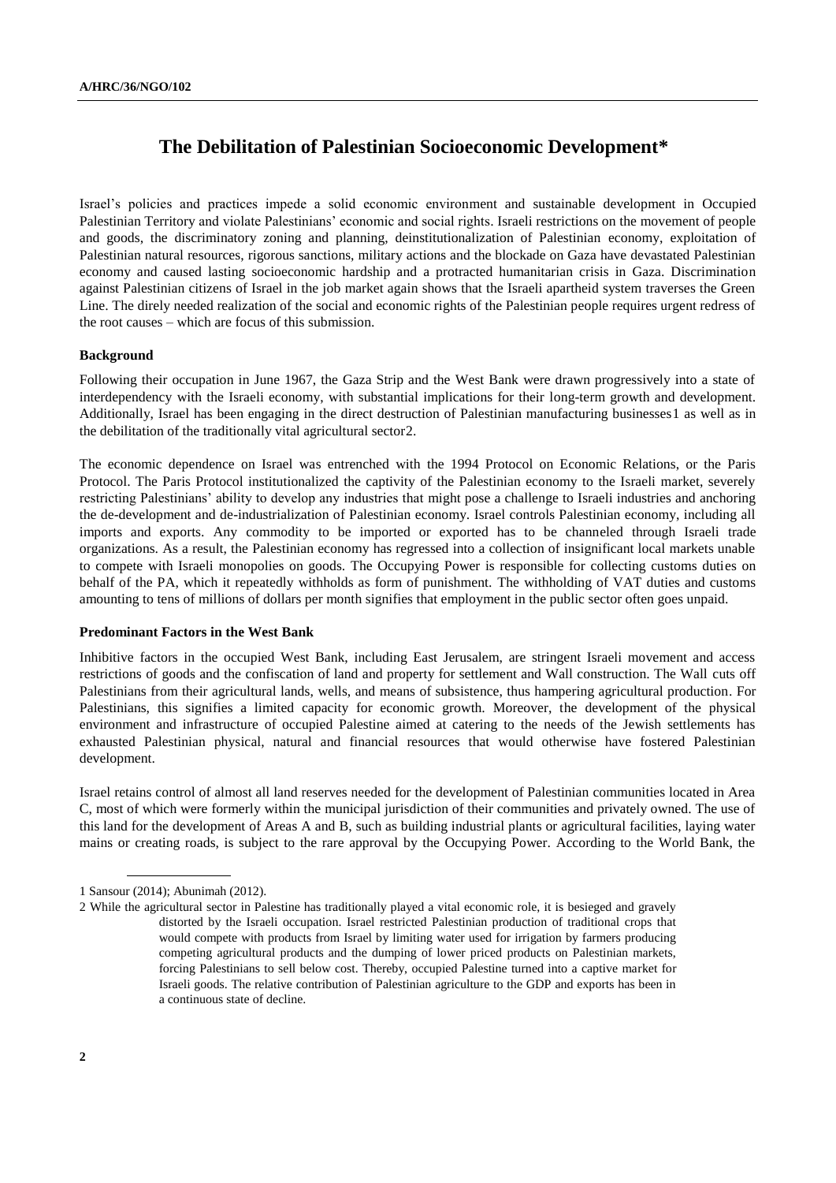# The Debilitation of Palestinian Socioeconomic Development*

Israel's policies and practices impede a solid economic environment and sustainable development in Occupied Palestinian Territory and violate Palestinians' economic and social rights. Israeli restrictions on the movement of people and goods, the discriminatory zoning and planning, deinstitutionalization of Palestinian economy, exploitation of Palestinian natural resources, rigorous sanctions, military actions and the blockade on Gaza have devastated Palestinian economy and caused lasting socioeconomic hardship and a protracted humanitarian crisis in Gaza. Discrimination against Palestinian citizens of Israel in the job market again shows that the Israeli apartheid system traverses the Green Line. The direly needed realization of the social and economic rights of the Palestinian people requires urgent redress of the root causes – which are focus of this submission.

**Background**

Following their occupation in June 1967, the Gaza Strip and the West Bank were drawn progressively into a state of interdependency with the Israeli economy, with substantial implications for their long-term growth and development. Additionally, Israel has been engaging in the direct destruction of Palestinian manufacturing businesses[1] as well as in the debilitation of the traditionally vital agricultural sector[2].

The economic dependence on Israel was entrenched with the 1994 Protocol on Economic Relations, or the Paris Protocol. The Paris Protocol institutionalized the captivity of the Palestinian economy to the Israeli market, severely restricting Palestinians' ability to develop any industries that might pose a challenge to Israeli industries and anchoring the de-development and de-industrialization of Palestinian economy. Israel controls Palestinian economy, including all imports and exports. Any commodity to be imported or exported has to be channeled through Israeli trade organizations. As a result, the Palestinian economy has regressed into a collection of insignificant local markets unable to compete with Israeli monopolies on goods. The Occupying Power is responsible for collecting customs duties on behalf of the PA, which it repeatedly withholds as form of punishment. The withholding of VAT duties and customs amounting to tens of millions of dollars per month signifies that employment in the public sector often goes unpaid.

**Predominant Factors in the West Bank**

Inhibitive factors in the occupied West Bank, including East Jerusalem, are stringent Israeli movement and access restrictions of goods and the confiscation of land and property for settlement and Wall construction. The Wall cuts off Palestinians from their agricultural lands, wells, and means of subsistence, thus hampering agricultural production. For Palestinians, this signifies a limited capacity for economic growth. Moreover, the development of the physical environment and infrastructure of occupied Palestine aimed at catering to the needs of the Jewish settlements has exhausted Palestinian physical, natural and financial resources that would otherwise have fostered Palestinian development.

Israel retains control of almost all land reserves needed for the development of Palestinian communities located in Area C, most of which were formerly within the municipal jurisdiction of their communities and privately owned. The use of this land for the development of Areas A and B, such as building industrial plants or agricultural facilities, laying water mains or creating roads, is subject to the rare approval by the Occupying Power. According to the World Bank, the

---

1 Sansour (2014); Abunimah (2012).

2 While the agricultural sector in Palestine has traditionally played a vital economic role, it is besieged and gravely distorted by the Israeli occupation. Israel restricted Palestinian production of traditional crops that would compete with products from Israel by limiting water used for irrigation by farmers producing competing agricultural products and the dumping of lower priced products on Palestinian markets, forcing Palestinians to sell below cost. Thereby, occupied Palestine turned into a captive market for Israeli goods. The relative contribution of Palestinian agriculture to the GDP and exports has been in a continuous state of decline.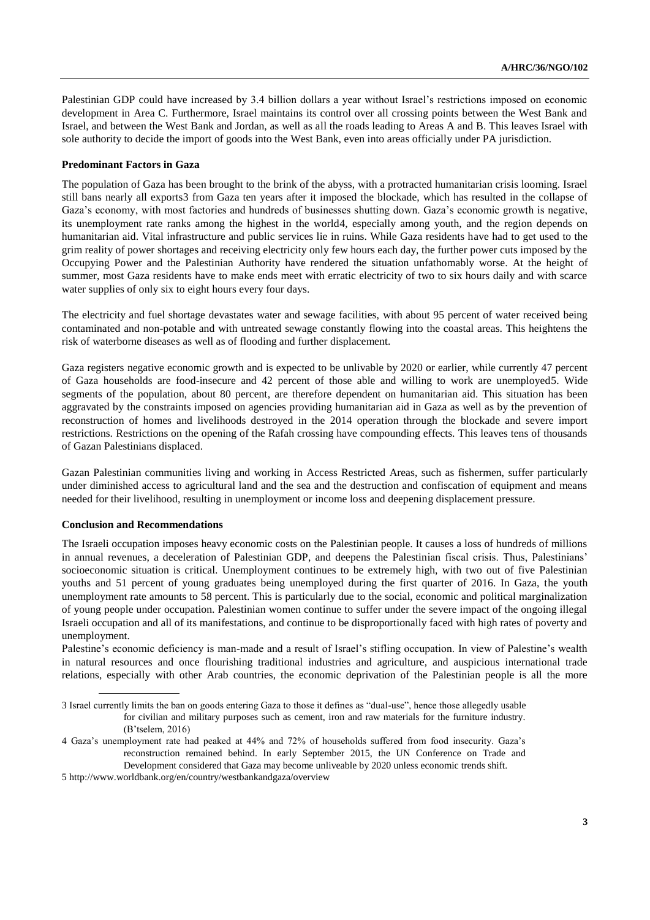Palestinian GDP could have increased by 3.4 billion dollars a year without Israel's restrictions imposed on economic development in Area C. Furthermore, Israel maintains its control over all crossing points between the West Bank and Israel, and between the West Bank and Jordan, as well as all the roads leading to Areas A and B. This leaves Israel with sole authority to decide the import of goods into the West Bank, even into areas officially under PA jurisdiction.

**Predominant Factors in Gaza**

The population of Gaza has been brought to the brink of the abyss, with a protracted humanitarian crisis looming. Israel still bans nearly all exports[3] from Gaza ten years after it imposed the blockade, which has resulted in the collapse of Gaza's economy, with most factories and hundreds of businesses shutting down. Gaza's economic growth is negative, its unemployment rate ranks among the highest in the world[4], especially among youth, and the region depends on humanitarian aid. Vital infrastructure and public services lie in ruins. While Gaza residents have had to get used to the grim reality of power shortages and receiving electricity only few hours each day, the further power cuts imposed by the Occupying Power and the Palestinian Authority have rendered the situation unfathomably worse. At the height of summer, most Gaza residents have to make ends meet with erratic electricity of two to six hours daily and with scarce water supplies of only six to eight hours every four days.

The electricity and fuel shortage devastates water and sewage facilities, with about 95 percent of water received being contaminated and non-potable and with untreated sewage constantly flowing into the coastal areas. This heightens the risk of waterborne diseases as well as of flooding and further displacement.

Gaza registers negative economic growth and is expected to be unlivable by 2020 or earlier, while currently 47 percent of Gaza households are food-insecure and 42 percent of those able and willing to work are unemployed[5]. Wide segments of the population, about 80 percent, are therefore dependent on humanitarian aid. This situation has been aggravated by the constraints imposed on agencies providing humanitarian aid in Gaza as well as by the prevention of reconstruction of homes and livelihoods destroyed in the 2014 operation through the blockade and severe import restrictions. Restrictions on the opening of the Rafah crossing have compounding effects. This leaves tens of thousands of Gazan Palestinians displaced.

Gazan Palestinian communities living and working in Access Restricted Areas, such as fishermen, suffer particularly under diminished access to agricultural land and the sea and the destruction and confiscation of equipment and means needed for their livelihood, resulting in unemployment or income loss and deepening displacement pressure.

**Conclusion and Recommendations**

The Israeli occupation imposes heavy economic costs on the Palestinian people. It causes a loss of hundreds of millions in annual revenues, a deceleration of Palestinian GDP, and deepens the Palestinian fiscal crisis. Thus, Palestinians' socioeconomic situation is critical. Unemployment continues to be extremely high, with two out of five Palestinian youths and 51 percent of young graduates being unemployed during the first quarter of 2016. In Gaza, the youth unemployment rate amounts to 58 percent. This is particularly due to the social, economic and political marginalization of young people under occupation. Palestinian women continue to suffer under the severe impact of the ongoing illegal Israeli occupation and all of its manifestations, and continue to be disproportionally faced with high rates of poverty and unemployment.

Palestine's economic deficiency is man-made and a result of Israel's stifling occupation. In view of Palestine's wealth in natural resources and once flourishing traditional industries and agriculture, and auspicious international trade relations, especially with other Arab countries, the economic deprivation of the Palestinian people is all the more

---

3 Israel currently limits the ban on goods entering Gaza to those it defines as "dual-use", hence those allegedly usable for civilian and military purposes such as cement, iron and raw materials for the furniture industry. (B'tselem, 2016)

4 Gaza's unemployment rate had peaked at 44% and 72% of households suffered from food insecurity. Gaza's reconstruction remained behind. In early September 2015, the UN Conference on Trade and Development considered that Gaza may become unliveable by 2020 unless economic trends shift.

5 http://www.worldbank.org/en/country/westbankandgaza/overview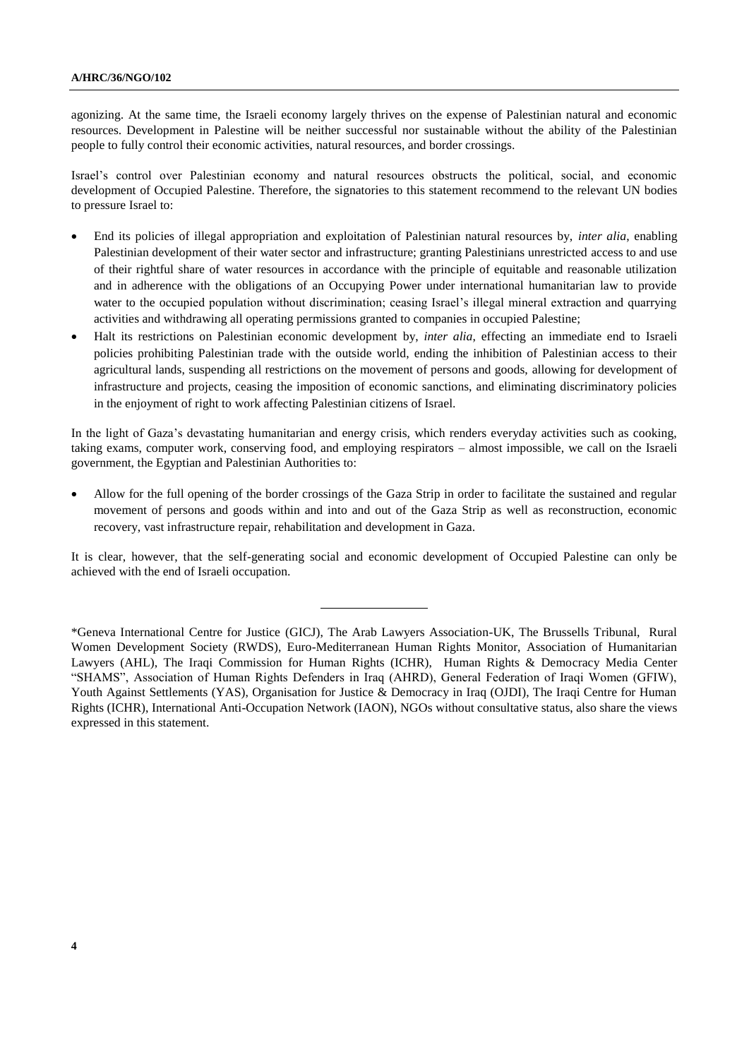agonizing. At the same time, the Israeli economy largely thrives on the expense of Palestinian natural and economic resources. Development in Palestine will be neither successful nor sustainable without the ability of the Palestinian people to fully control their economic activities, natural resources, and border crossings.

Israel's control over Palestinian economy and natural resources obstructs the political, social, and economic development of Occupied Palestine. Therefore, the signatories to this statement recommend to the relevant UN bodies to pressure Israel to:

- End its policies of illegal appropriation and exploitation of Palestinian natural resources by, *inter alia,* enabling Palestinian development of their water sector and infrastructure; granting Palestinians unrestricted access to and use of their rightful share of water resources in accordance with the principle of equitable and reasonable utilization and in adherence with the obligations of an Occupying Power under international humanitarian law to provide water to the occupied population without discrimination; ceasing Israel's illegal mineral extraction and quarrying activities and withdrawing all operating permissions granted to companies in occupied Palestine;
- Halt its restrictions on Palestinian economic development by, *inter alia,* effecting an immediate end to Israeli policies prohibiting Palestinian trade with the outside world, ending the inhibition of Palestinian access to their agricultural lands, suspending all restrictions on the movement of persons and goods, allowing for development of infrastructure and projects, ceasing the imposition of economic sanctions, and eliminating discriminatory policies in the enjoyment of right to work affecting Palestinian citizens of Israel.

In the light of Gaza's devastating humanitarian and energy crisis, which renders everyday activities such as cooking, taking exams, computer work, conserving food, and employing respirators – almost impossible, we call on the Israeli government, the Egyptian and Palestinian Authorities to:

- Allow for the full opening of the border crossings of the Gaza Strip in order to facilitate the sustained and regular movement of persons and goods within and into and out of the Gaza Strip as well as reconstruction, economic recovery, vast infrastructure repair, rehabilitation and development in Gaza.

It is clear, however, that the self-generating social and economic development of Occupied Palestine can only be achieved with the end of Israeli occupation.

---

*Geneva International Centre for Justice (GICJ), The Arab Lawyers Association-UK, The Brussells Tribunal, Rural Women Development Society (RWDS), Euro-Mediterranean Human Rights Monitor, Association of Humanitarian Lawyers (AHL), The Iraqi Commission for Human Rights (ICHR), Human Rights & Democracy Media Center "SHAMS", Association of Human Rights Defenders in Iraq (AHRD), General Federation of Iraqi Women (GFIW), Youth Against Settlements (YAS), Organisation for Justice & Democracy in Iraq (OJDI), The Iraqi Centre for Human Rights (ICHR), International Anti-Occupation Network (IAON), NGOs without consultative status, also share the views expressed in this statement.